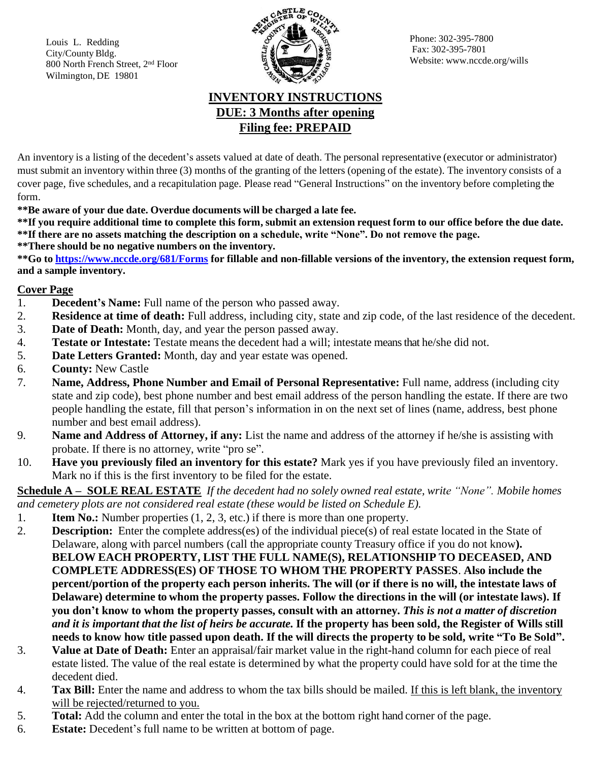Louis L. Redding
City/County Bldg.
800 North French Street, 2nd Floor
Wilmington, DE 19801

Phone: 302-395-7800
Fax: 302-395-7801
Website: www.nccde.org/wills

# INVENTORY INSTRUCTIONS
## DUE: 3 Months after opening
## Filing fee: PREPAID

An inventory is a listing of the decedent's assets valued at date of death. The personal representative (executor or administrator) must submit an inventory within three (3) months of the granting of the letters (opening of the estate). The inventory consists of a cover page, five schedules, and a recapitulation page. Please read "General Instructions" on the inventory before completing the form.

**\*\*Be aware of your due date. Overdue documents will be charged a late fee.**

**\*\*If you require additional time to complete this form, submit an extension request form to our office before the due date.**

**\*\*If there are no assets matching the description on a schedule, write "None". Do not remove the page.**

**\*\*There should be no negative numbers on the inventory.**

**\*\*Go to https://www.nccde.org/681/Forms for fillable and non-fillable versions of the inventory, the extension request form, and a sample inventory.**

### Cover Page

1. **Decedent's Name:** Full name of the person who passed away.
2. **Residence at time of death:** Full address, including city, state and zip code, of the last residence of the decedent.
3. **Date of Death:** Month, day, and year the person passed away.
4. **Testate or Intestate:** Testate means the decedent had a will; intestate means that he/she did not.
5. **Date Letters Granted:** Month, day and year estate was opened.
6. **County:** New Castle
7. **Name, Address, Phone Number and Email of Personal Representative:** Full name, address (including city state and zip code), best phone number and best email address of the person handling the estate. If there are two people handling the estate, fill that person's information in on the next set of lines (name, address, best phone number and best email address).
9. **Name and Address of Attorney, if any:** List the name and address of the attorney if he/she is assisting with probate. If there is no attorney, write "pro se".
10. **Have you previously filed an inventory for this estate?** Mark yes if you have previously filed an inventory. Mark no if this is the first inventory to be filed for the estate.

**Schedule A – SOLE REAL ESTATE** *If the decedent had no solely owned real estate, write "None". Mobile homes and cemetery plots are not considered real estate (these would be listed on Schedule E).*

1. **Item No.:** Number properties (1, 2, 3, etc.) if there is more than one property.
2. **Description:** Enter the complete address(es) of the individual piece(s) of real estate located in the State of Delaware, along with parcel numbers (call the appropriate county Treasury office if you do not know**). BELOW EACH PROPERTY, LIST THE FULL NAME(S), RELATIONSHIP TO DECEASED, AND COMPLETE ADDRESS(ES) OF THOSE TO WHOM THE PROPERTY PASSES**. **Also include the percent/portion of the property each person inherits. The will (or if there is no will, the intestate laws of Delaware) determine to whom the property passes. Follow the directions in the will (or intestate laws). If you don't know to whom the property passes, consult with an attorney. *This is not a matter of discretion and it is important that the list of heirs be accurate.* If the property has been sold, the Register of Wills still needs to know how title passed upon death. If the will directs the property to be sold, write "To Be Sold".**
3. **Value at Date of Death:** Enter an appraisal/fair market value in the right-hand column for each piece of real estate listed. The value of the real estate is determined by what the property could have sold for at the time the decedent died.
4. **Tax Bill:** Enter the name and address to whom the tax bills should be mailed. If this is left blank, the inventory will be rejected/returned to you.
5. **Total:** Add the column and enter the total in the box at the bottom right hand corner of the page.
6. **Estate:** Decedent's full name to be written at bottom of page.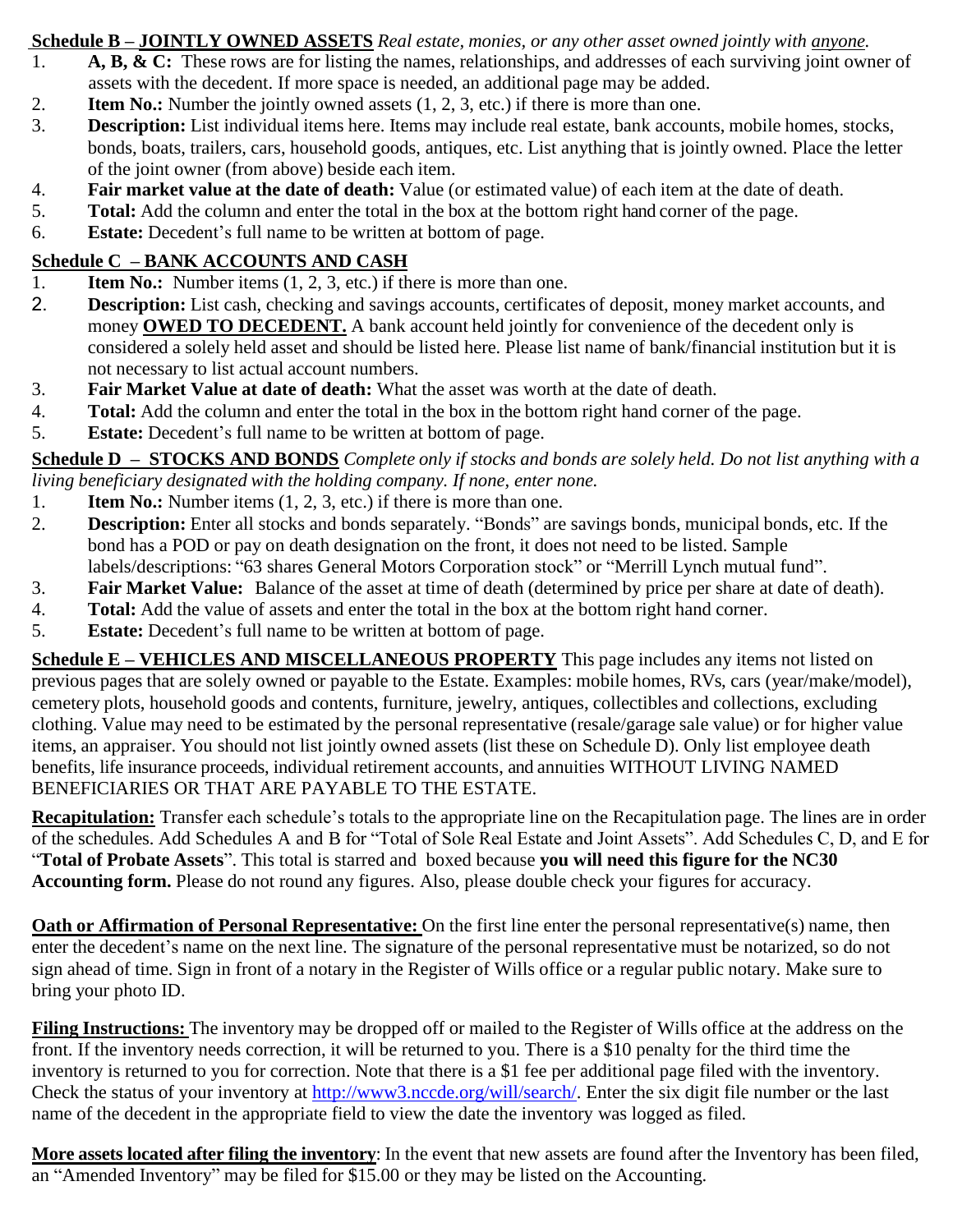**Schedule B – JOINTLY OWNED ASSETS** *Real estate, monies, or any other asset owned jointly with anyone.*

1. **A, B, & C:** These rows are for listing the names, relationships, and addresses of each surviving joint owner of assets with the decedent. If more space is needed, an additional page may be added.
2. **Item No.:** Number the jointly owned assets (1, 2, 3, etc.) if there is more than one.
3. **Description:** List individual items here. Items may include real estate, bank accounts, mobile homes, stocks, bonds, boats, trailers, cars, household goods, antiques, etc. List anything that is jointly owned. Place the letter of the joint owner (from above) beside each item.
4. **Fair market value at the date of death:** Value (or estimated value) of each item at the date of death.
5. **Total:** Add the column and enter the total in the box at the bottom right hand corner of the page.
6. **Estate:** Decedent's full name to be written at bottom of page.

**Schedule C – BANK ACCOUNTS AND CASH**

1. **Item No.:** Number items (1, 2, 3, etc.) if there is more than one.
2. **Description:** List cash, checking and savings accounts, certificates of deposit, money market accounts, and money **OWED TO DECEDENT.** A bank account held jointly for convenience of the decedent only is considered a solely held asset and should be listed here. Please list name of bank/financial institution but it is not necessary to list actual account numbers.
3. **Fair Market Value at date of death:** What the asset was worth at the date of death.
4. **Total:** Add the column and enter the total in the box in the bottom right hand corner of the page.
5. **Estate:** Decedent's full name to be written at bottom of page.

**Schedule D – STOCKS AND BONDS** *Complete only if stocks and bonds are solely held. Do not list anything with a living beneficiary designated with the holding company. If none, enter none.*

1. **Item No.:** Number items (1, 2, 3, etc.) if there is more than one.
2. **Description:** Enter all stocks and bonds separately. "Bonds" are savings bonds, municipal bonds, etc. If the bond has a POD or pay on death designation on the front, it does not need to be listed. Sample labels/descriptions: "63 shares General Motors Corporation stock" or "Merrill Lynch mutual fund".
3. **Fair Market Value:** Balance of the asset at time of death (determined by price per share at date of death).
4. **Total:** Add the value of assets and enter the total in the box at the bottom right hand corner.
5. **Estate:** Decedent's full name to be written at bottom of page.

**Schedule E – VEHICLES AND MISCELLANEOUS PROPERTY** This page includes any items not listed on previous pages that are solely owned or payable to the Estate. Examples: mobile homes, RVs, cars (year/make/model), cemetery plots, household goods and contents, furniture, jewelry, antiques, collectibles and collections, excluding clothing. Value may need to be estimated by the personal representative (resale/garage sale value) or for higher value items, an appraiser. You should not list jointly owned assets (list these on Schedule D). Only list employee death benefits, life insurance proceeds, individual retirement accounts, and annuities WITHOUT LIVING NAMED BENEFICIARIES OR THAT ARE PAYABLE TO THE ESTATE.

**Recapitulation:** Transfer each schedule's totals to the appropriate line on the Recapitulation page. The lines are in order of the schedules. Add Schedules A and B for "Total of Sole Real Estate and Joint Assets". Add Schedules C, D, and E for "**Total of Probate Assets**". This total is starred and boxed because **you will need this figure for the NC30 Accounting form.** Please do not round any figures. Also, please double check your figures for accuracy.

**Oath or Affirmation of Personal Representative:** On the first line enter the personal representative(s) name, then enter the decedent's name on the next line. The signature of the personal representative must be notarized, so do not sign ahead of time. Sign in front of a notary in the Register of Wills office or a regular public notary. Make sure to bring your photo ID.

**Filing Instructions:** The inventory may be dropped off or mailed to the Register of Wills office at the address on the front. If the inventory needs correction, it will be returned to you. There is a $10 penalty for the third time the inventory is returned to you for correction. Note that there is a $1 fee per additional page filed with the inventory. Check the status of your inventory at http://www3.nccde.org/will/search/. Enter the six digit file number or the last name of the decedent in the appropriate field to view the date the inventory was logged as filed.

**More assets located after filing the inventory**: In the event that new assets are found after the Inventory has been filed, an "Amended Inventory" may be filed for $15.00 or they may be listed on the Accounting.